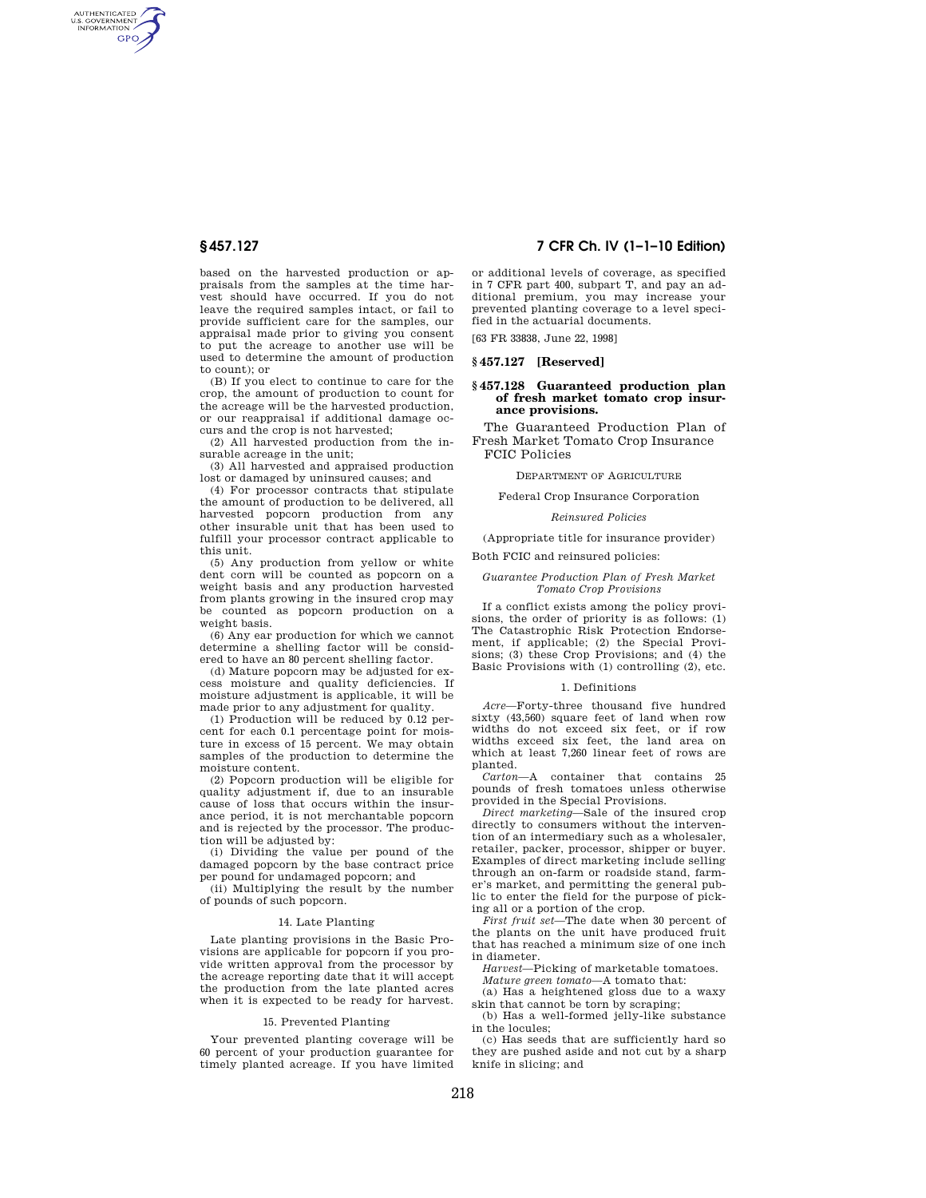based on the harvested production or appraisals from the samples at the time harvest should have occurred. If you do not leave the required samples intact, or fail to provide sufficient care for the samples, our appraisal made prior to giving you consent to put the acreage to another use will be used to determine the amount of production to count); or

(B) If you elect to continue to care for the crop, the amount of production to count for the acreage will be the harvested production, or our reappraisal if additional damage occurs and the crop is not harvested;

(2) All harvested production from the insurable acreage in the unit;

(3) All harvested and appraised production lost or damaged by uninsured causes; and

(4) For processor contracts that stipulate the amount of production to be delivered, all harvested popcorn production from any other insurable unit that has been used to fulfill your processor contract applicable to this unit.

(5) Any production from yellow or white dent corn will be counted as popcorn on a weight basis and any production harvested from plants growing in the insured crop may be counted as popcorn production on a weight basis.

(6) Any ear production for which we cannot determine a shelling factor will be considered to have an 80 percent shelling factor.

(d) Mature popcorn may be adjusted for excess moisture and quality deficiencies. If moisture adjustment is applicable, it will be made prior to any adjustment for quality.

(1) Production will be reduced by 0.12 percent for each 0.1 percentage point for moisture in excess of 15 percent. We may obtain samples of the production to determine the moisture content.

(2) Popcorn production will be eligible for quality adjustment if, due to an insurable cause of loss that occurs within the insurance period, it is not merchantable popcorn and is rejected by the processor. The production will be adjusted by:

(i) Dividing the value per pound of the damaged popcorn by the base contract price per pound for undamaged popcorn; and

(ii) Multiplying the result by the number of pounds of such popcorn.

14. Late Planting

Late planting provisions in the Basic Provisions are applicable for popcorn if you provide written approval from the processor by the acreage reporting date that it will accept the production from the late planted acres when it is expected to be ready for harvest.

15. Prevented Planting

Your prevented planting coverage will be 60 percent of your production guarantee for timely planted acreage. If you have limited or additional levels of coverage, as specified in 7 CFR part 400, subpart T, and pay an additional premium, you may increase your prevented planting coverage to a level specified in the actuarial documents.

[63 FR 33838, June 22, 1998]

## § 457.127 [Reserved]

## § 457.128 Guaranteed production plan of fresh market tomato crop insurance provisions.

The Guaranteed Production Plan of Fresh Market Tomato Crop Insurance FCIC Policies

DEPARTMENT OF AGRICULTURE

Federal Crop Insurance Corporation

*Reinsured Policies*

(Appropriate title for insurance provider)

Both FCIC and reinsured policies:

*Guarantee Production Plan of Fresh Market Tomato Crop Provisions*

If a conflict exists among the policy provisions, the order of priority is as follows: (1) The Catastrophic Risk Protection Endorsement, if applicable; (2) the Special Provisions; (3) these Crop Provisions; and (4) the Basic Provisions with (1) controlling (2), etc.

1. Definitions

*Acre*—Forty-three thousand five hundred sixty (43,560) square feet of land when row widths do not exceed six feet, or if row widths exceed six feet, the land area on which at least 7,260 linear feet of rows are planted.

*Carton*—A container that contains 25 pounds of fresh tomatoes unless otherwise provided in the Special Provisions.

*Direct marketing*—Sale of the insured crop directly to consumers without the intervention of an intermediary such as a wholesaler, retailer, packer, processor, shipper or buyer. Examples of direct marketing include selling through an on-farm or roadside stand, farmer's market, and permitting the general public to enter the field for the purpose of picking all or a portion of the crop.

*First fruit set*—The date when 30 percent of the plants on the unit have produced fruit that has reached a minimum size of one inch in diameter.

*Harvest*—Picking of marketable tomatoes.

*Mature green tomato*—A tomato that:

(a) Has a heightened gloss due to a waxy skin that cannot be torn by scraping;

(b) Has a well-formed jelly-like substance in the locules;

(c) Has seeds that are sufficiently hard so they are pushed aside and not cut by a sharp knife in slicing; and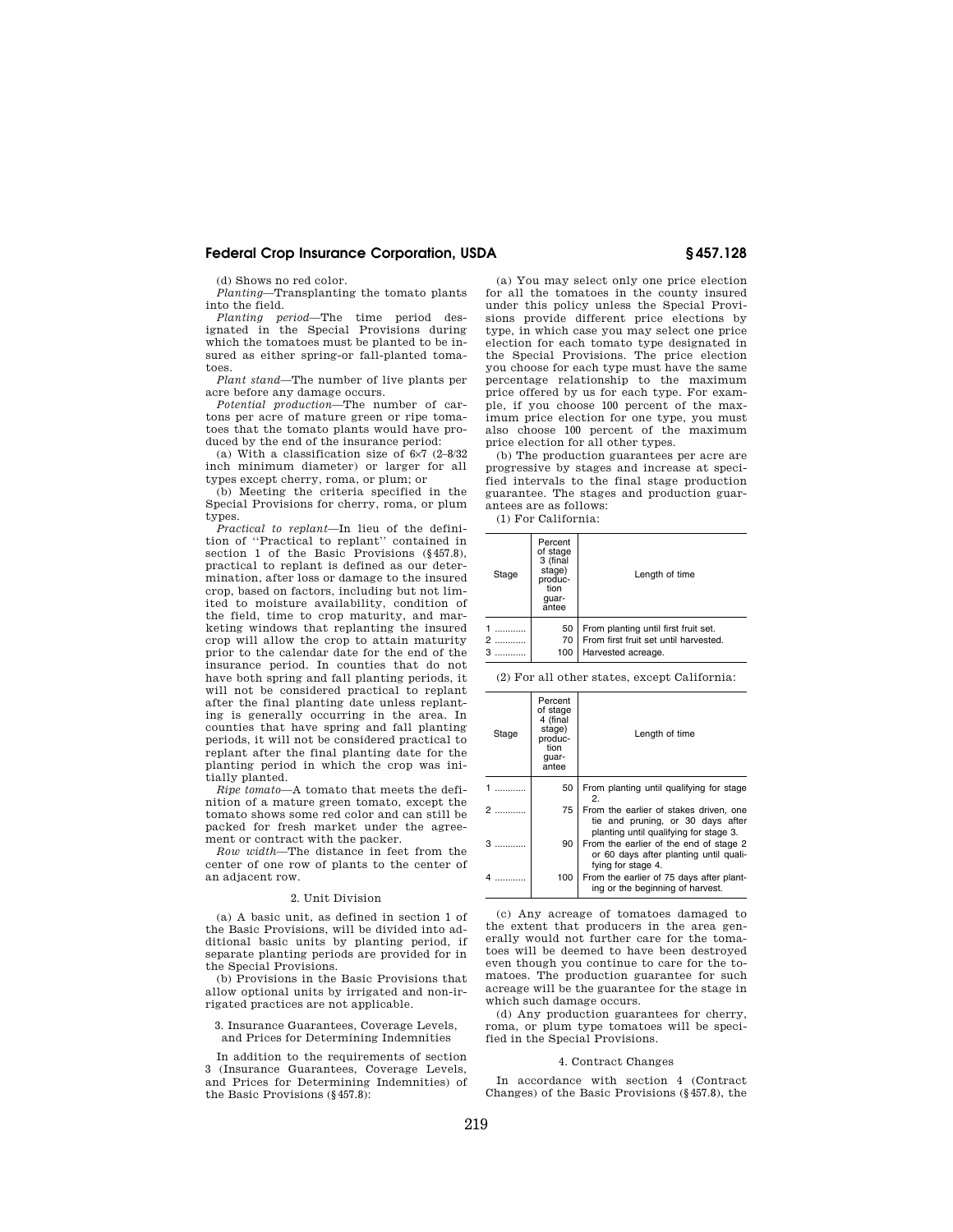(d) Shows no red color.

*Planting*—Transplanting the tomato plants into the field.

*Planting period*—The time period designated in the Special Provisions during which the tomatoes must be planted to be insured as either spring-or fall-planted tomatoes.

*Plant stand*—The number of live plants per acre before any damage occurs.

*Potential production*—The number of cartons per acre of mature green or ripe tomatoes that the tomato plants would have produced by the end of the insurance period:

(a) With a classification size of 6×7 (2–8/32 inch minimum diameter) or larger for all types except cherry, roma, or plum; or

(b) Meeting the criteria specified in the Special Provisions for cherry, roma, or plum types.

*Practical to replant*—In lieu of the definition of ''Practical to replant'' contained in section 1 of the Basic Provisions (§457.8), practical to replant is defined as our determination, after loss or damage to the insured crop, based on factors, including but not limited to moisture availability, condition of the field, time to crop maturity, and marketing windows that replanting the insured crop will allow the crop to attain maturity prior to the calendar date for the end of the insurance period. In counties that do not have both spring and fall planting periods, it will not be considered practical to replant after the final planting date unless replanting is generally occurring in the area. In counties that have spring and fall planting periods, it will not be considered practical to replant after the final planting date for the planting period in which the crop was initially planted.

*Ripe tomato*—A tomato that meets the definition of a mature green tomato, except the tomato shows some red color and can still be packed for fresh market under the agreement or contract with the packer.

*Row width*—The distance in feet from the center of one row of plants to the center of an adjacent row.

2. Unit Division

(a) A basic unit, as defined in section 1 of the Basic Provisions, will be divided into additional basic units by planting period, if separate planting periods are provided for in the Special Provisions.

(b) Provisions in the Basic Provisions that allow optional units by irrigated and non-irrigated practices are not applicable.

3. Insurance Guarantees, Coverage Levels, and Prices for Determining Indemnities

In addition to the requirements of section 3 (Insurance Guarantees, Coverage Levels, and Prices for Determining Indemnities) of the Basic Provisions (§457.8):

(a) You may select only one price election for all the tomatoes in the county insured under this policy unless the Special Provisions provide different price elections by type, in which case you may select one price election for each tomato type designated in the Special Provisions. The price election you choose for each type must have the same percentage relationship to the maximum price offered by us for each type. For example, if you choose 100 percent of the maximum price election for one type, you must also choose 100 percent of the maximum price election for all other types.

(b) The production guarantees per acre are progressive by stages and increase at specified intervals to the final stage production guarantee. The stages and production guarantees are as follows:

(1) For California:

| Stage | Percent of stage 3 (final stage) production guarantee | Length of time |
|---|---|---|
| 1 ............ | 50 | From planting until first fruit set. |
| 2 ............ | 70 | From first fruit set until harvested. |
| 3 ............ | 100 | Harvested acreage. |

(2) For all other states, except California:

| Stage | Percent of stage 4 (final stage) production guarantee | Length of time |
|---|---|---|
| 1 ............ | 50 | From planting until qualifying for stage 2. |
| 2 ............ | 75 | From the earlier of stakes driven, one tie and pruning, or 30 days after planting until qualifying for stage 3. |
| 3 ............ | 90 | From the earlier of the end of stage 2 or 60 days after planting until qualifying for stage 4. |
| 4 ............ | 100 | From the earlier of 75 days after planting or the beginning of harvest. |

(c) Any acreage of tomatoes damaged to the extent that producers in the area generally would not further care for the tomatoes will be deemed to have been destroyed even though you continue to care for the tomatoes. The production guarantee for such acreage will be the guarantee for the stage in which such damage occurs.

(d) Any production guarantees for cherry, roma, or plum type tomatoes will be specified in the Special Provisions.

4. Contract Changes

In accordance with section 4 (Contract Changes) of the Basic Provisions (§457.8), the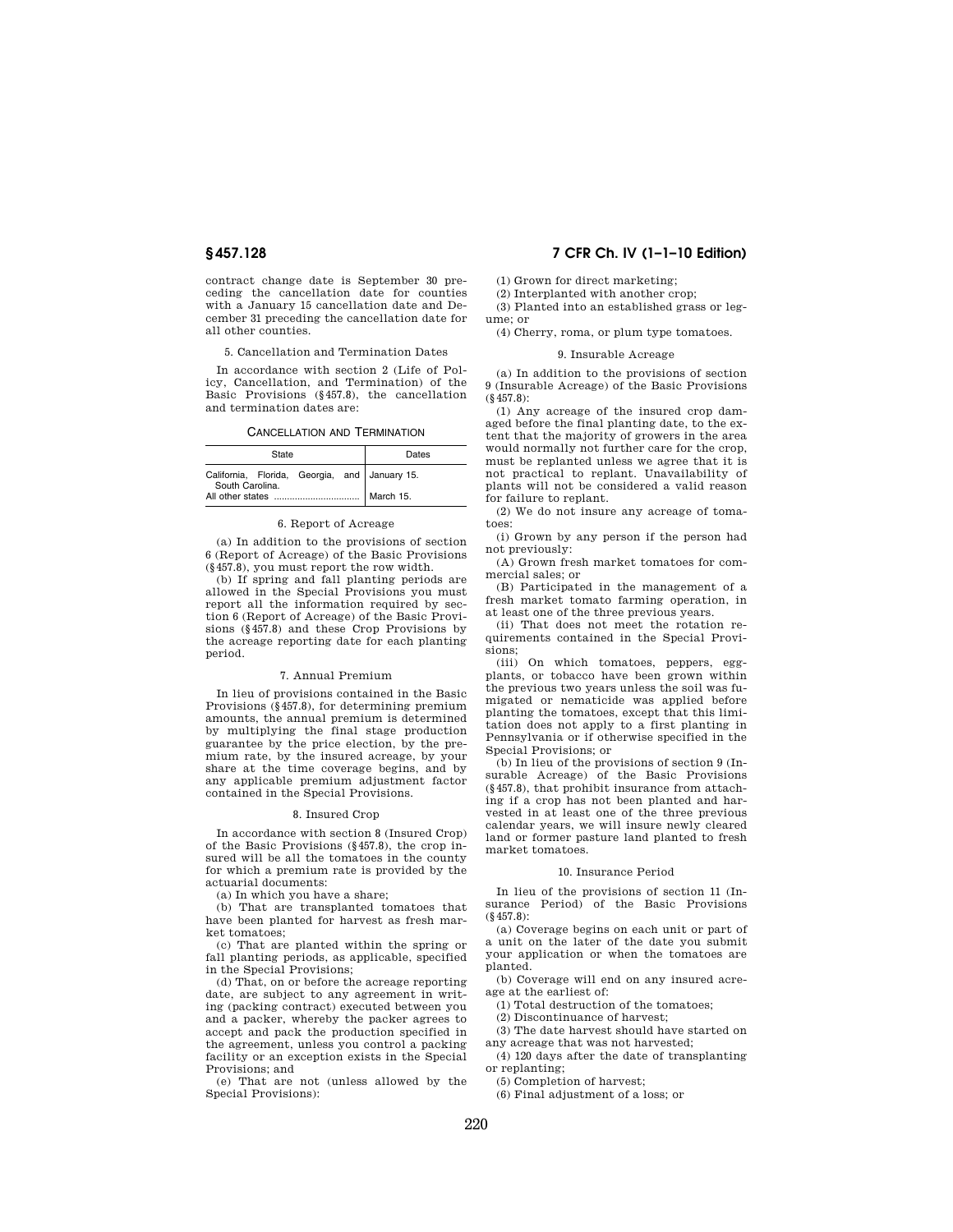contract change date is September 30 preceding the cancellation date for counties with a January 15 cancellation date and December 31 preceding the cancellation date for all other counties.

5. Cancellation and Termination Dates

In accordance with section 2 (Life of Policy, Cancellation, and Termination) of the Basic Provisions (§457.8), the cancellation and termination dates are:

CANCELLATION AND TERMINATION

| State | Dates |
|---|---|
| California, Florida, Georgia, and South Carolina. | January 15. |
| All other states | March 15. |

6. Report of Acreage

(a) In addition to the provisions of section 6 (Report of Acreage) of the Basic Provisions (§457.8), you must report the row width.

(b) If spring and fall planting periods are allowed in the Special Provisions you must report all the information required by section 6 (Report of Acreage) of the Basic Provisions (§457.8) and these Crop Provisions by the acreage reporting date for each planting period.

7. Annual Premium

In lieu of provisions contained in the Basic Provisions (§457.8), for determining premium amounts, the annual premium is determined by multiplying the final stage production guarantee by the price election, by the premium rate, by the insured acreage, by your share at the time coverage begins, and by any applicable premium adjustment factor contained in the Special Provisions.

8. Insured Crop

In accordance with section 8 (Insured Crop) of the Basic Provisions (§457.8), the crop insured will be all the tomatoes in the county for which a premium rate is provided by the actuarial documents:

(a) In which you have a share;

(b) That are transplanted tomatoes that have been planted for harvest as fresh market tomatoes;

(c) That are planted within the spring or fall planting periods, as applicable, specified in the Special Provisions;

(d) That, on or before the acreage reporting date, are subject to any agreement in writing (packing contract) executed between you and a packer, whereby the packer agrees to accept and pack the production specified in the agreement, unless you control a packing facility or an exception exists in the Special Provisions; and

(e) That are not (unless allowed by the Special Provisions):

(1) Grown for direct marketing;

(2) Interplanted with another crop;

(3) Planted into an established grass or legume; or

(4) Cherry, roma, or plum type tomatoes.

9. Insurable Acreage

(a) In addition to the provisions of section 9 (Insurable Acreage) of the Basic Provisions (§457.8):

(1) Any acreage of the insured crop damaged before the final planting date, to the extent that the majority of growers in the area would normally not further care for the crop, must be replanted unless we agree that it is not practical to replant. Unavailability of plants will not be considered a valid reason for failure to replant.

(2) We do not insure any acreage of tomatoes:

(i) Grown by any person if the person had not previously:

(A) Grown fresh market tomatoes for commercial sales; or

(B) Participated in the management of a fresh market tomato farming operation, in at least one of the three previous years.

(ii) That does not meet the rotation requirements contained in the Special Provisions;

(iii) On which tomatoes, peppers, eggplants, or tobacco have been grown within the previous two years unless the soil was fumigated or nematicide was applied before planting the tomatoes, except that this limitation does not apply to a first planting in Pennsylvania or if otherwise specified in the Special Provisions; or

(b) In lieu of the provisions of section 9 (Insurable Acreage) of the Basic Provisions (§457.8), that prohibit insurance from attaching if a crop has not been planted and harvested in at least one of the three previous calendar years, we will insure newly cleared land or former pasture land planted to fresh market tomatoes.

10. Insurance Period

In lieu of the provisions of section 11 (Insurance Period) of the Basic Provisions (§457.8):

(a) Coverage begins on each unit or part of a unit on the later of the date you submit your application or when the tomatoes are planted.

(b) Coverage will end on any insured acreage at the earliest of:

(1) Total destruction of the tomatoes;

(2) Discontinuance of harvest;

(3) The date harvest should have started on any acreage that was not harvested;

(4) 120 days after the date of transplanting or replanting;

(5) Completion of harvest;

(6) Final adjustment of a loss; or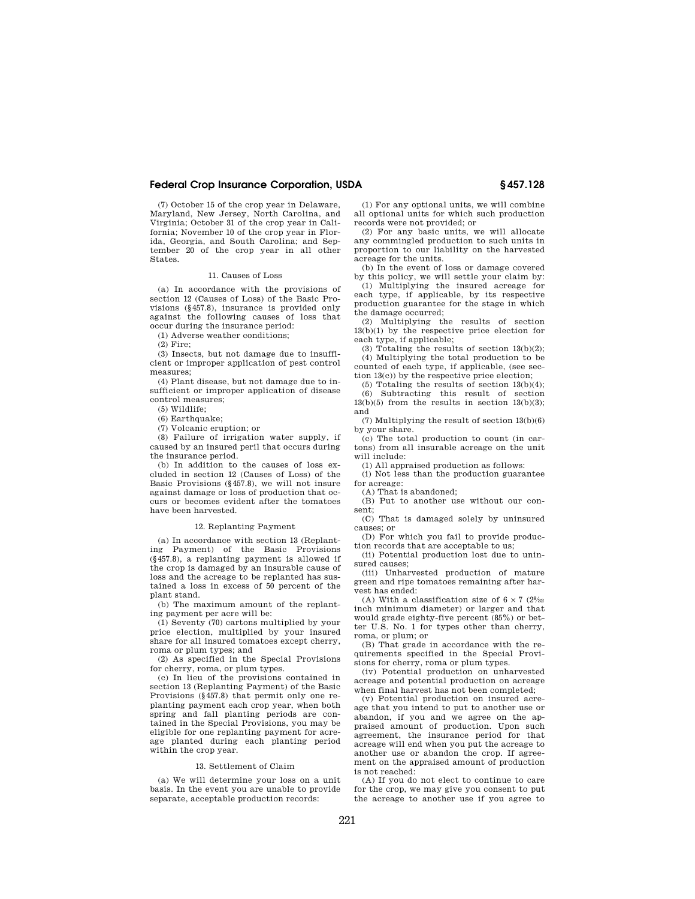(7) October 15 of the crop year in Delaware, Maryland, New Jersey, North Carolina, and Virginia; October 31 of the crop year in California; November 10 of the crop year in Florida, Georgia, and South Carolina; and September 20 of the crop year in all other States.

### 11. Causes of Loss

(a) In accordance with the provisions of section 12 (Causes of Loss) of the Basic Provisions (§457.8), insurance is provided only against the following causes of loss that occur during the insurance period:

(1) Adverse weather conditions;

(2) Fire;

(3) Insects, but not damage due to insufficient or improper application of pest control measures;

(4) Plant disease, but not damage due to insufficient or improper application of disease control measures;

(5) Wildlife;

(6) Earthquake;

(7) Volcanic eruption; or

(8) Failure of irrigation water supply, if caused by an insured peril that occurs during the insurance period.

(b) In addition to the causes of loss excluded in section 12 (Causes of Loss) of the Basic Provisions (§457.8), we will not insure against damage or loss of production that occurs or becomes evident after the tomatoes have been harvested.

### 12. Replanting Payment

(a) In accordance with section 13 (Replanting Payment) of the Basic Provisions (§457.8), a replanting payment is allowed if the crop is damaged by an insurable cause of loss and the acreage to be replanted has sustained a loss in excess of 50 percent of the plant stand.

(b) The maximum amount of the replanting payment per acre will be:

(1) Seventy (70) cartons multiplied by your price election, multiplied by your insured share for all insured tomatoes except cherry, roma or plum types; and

(2) As specified in the Special Provisions for cherry, roma, or plum types.

(c) In lieu of the provisions contained in section 13 (Replanting Payment) of the Basic Provisions (§457.8) that permit only one replanting payment each crop year, when both spring and fall planting periods are contained in the Special Provisions, you may be eligible for one replanting payment for acreage planted during each planting period within the crop year.

### 13. Settlement of Claim

(a) We will determine your loss on a unit basis. In the event you are unable to provide separate, acceptable production records:

(1) For any optional units, we will combine all optional units for which such production records were not provided; or

(2) For any basic units, we will allocate any commingled production to such units in proportion to our liability on the harvested acreage for the units.

(b) In the event of loss or damage covered by this policy, we will settle your claim by:

(1) Multiplying the insured acreage for each type, if applicable, by its respective production guarantee for the stage in which the damage occurred;

(2) Multiplying the results of section 13(b)(1) by the respective price election for each type, if applicable;

(3) Totaling the results of section 13(b)(2);

(4) Multiplying the total production to be counted of each type, if applicable, (see section 13(c)) by the respective price election;

(5) Totaling the results of section 13(b)(4);

(6) Subtracting this result of section 13(b)(5) from the results in section 13(b)(3); and

(7) Multiplying the result of section 13(b)(6) by your share.

(c) The total production to count (in cartons) from all insurable acreage on the unit will include:

(1) All appraised production as follows:

(i) Not less than the production guarantee for acreage:

(A) That is abandoned;

(B) Put to another use without our consent;

(C) That is damaged solely by uninsured causes; or

(D) For which you fail to provide production records that are acceptable to us;

(ii) Potential production lost due to uninsured causes;

(iii) Unharvested production of mature green and ripe tomatoes remaining after harvest has ended:

(A) With a classification size of $6 \times 7$ ($2\frac{8}{32}$ inch minimum diameter) or larger and that would grade eighty-five percent (85%) or better U.S. No. 1 for types other than cherry, roma, or plum; or

(B) That grade in accordance with the requirements specified in the Special Provisions for cherry, roma or plum types.

(iv) Potential production on unharvested acreage and potential production on acreage when final harvest has not been completed;

(v) Potential production on insured acreage that you intend to put to another use or abandon, if you and we agree on the appraised amount of production. Upon such agreement, the insurance period for that acreage will end when you put the acreage to another use or abandon the crop. If agreement on the appraised amount of production is not reached:

(A) If you do not elect to continue to care for the crop, we may give you consent to put the acreage to another use if you agree to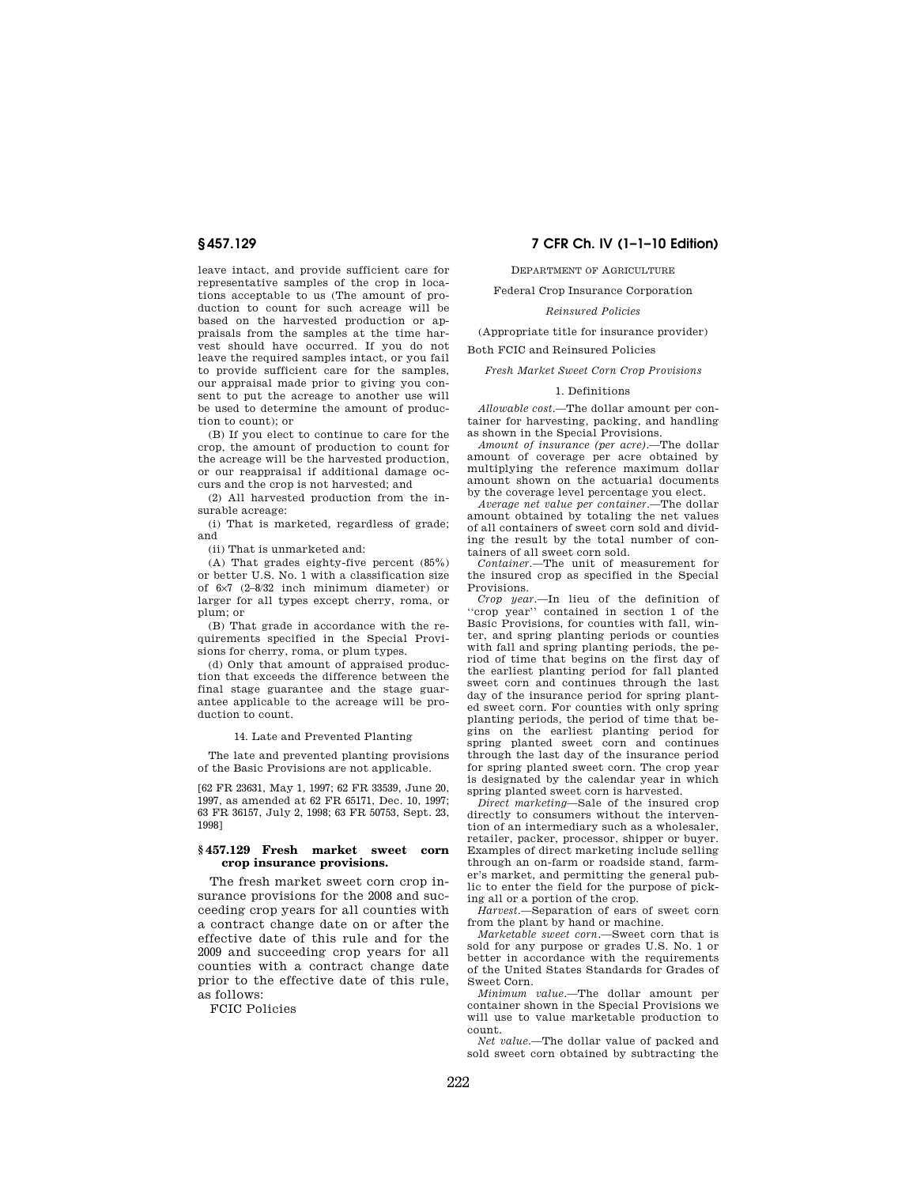leave intact, and provide sufficient care for representative samples of the crop in locations acceptable to us (The amount of production to count for such acreage will be based on the harvested production or appraisals from the samples at the time harvest should have occurred. If you do not leave the required samples intact, or you fail to provide sufficient care for the samples, our appraisal made prior to giving you consent to put the acreage to another use will be used to determine the amount of production to count); or

(B) If you elect to continue to care for the crop, the amount of production to count for the acreage will be the harvested production, or our reappraisal if additional damage occurs and the crop is not harvested; and

(2) All harvested production from the insurable acreage:

(i) That is marketed, regardless of grade; and

(ii) That is unmarketed and:

(A) That grades eighty-five percent (85%) or better U.S. No. 1 with a classification size of 6×7 (2–8/32 inch minimum diameter) or larger for all types except cherry, roma, or plum; or

(B) That grade in accordance with the requirements specified in the Special Provisions for cherry, roma, or plum types.

(d) Only that amount of appraised production that exceeds the difference between the final stage guarantee and the stage guarantee applicable to the acreage will be production to count.

14. Late and Prevented Planting

The late and prevented planting provisions of the Basic Provisions are not applicable.

[62 FR 23631, May 1, 1997; 62 FR 33539, June 20, 1997, as amended at 62 FR 65171, Dec. 10, 1997; 63 FR 36157, July 2, 1998; 63 FR 50753, Sept. 23, 1998]

### § 457.129 Fresh market sweet corn crop insurance provisions.

The fresh market sweet corn crop insurance provisions for the 2008 and succeeding crop years for all counties with a contract change date on or after the effective date of this rule and for the 2009 and succeeding crop years for all counties with a contract change date prior to the effective date of this rule, as follows:

FCIC Policies

DEPARTMENT OF AGRICULTURE

Federal Crop Insurance Corporation

*Reinsured Policies*

(Appropriate title for insurance provider)

Both FCIC and Reinsured Policies

*Fresh Market Sweet Corn Crop Provisions*

1. Definitions

*Allowable cost.*—The dollar amount per container for harvesting, packing, and handling as shown in the Special Provisions.

*Amount of insurance (per acre).*—The dollar amount of coverage per acre obtained by multiplying the reference maximum dollar amount shown on the actuarial documents by the coverage level percentage you elect.

*Average net value per container.*—The dollar amount obtained by totaling the net values of all containers of sweet corn sold and dividing the result by the total number of containers of all sweet corn sold.

*Container.*—The unit of measurement for the insured crop as specified in the Special Provisions.

*Crop year.*—In lieu of the definition of ''crop year'' contained in section 1 of the Basic Provisions, for counties with fall, winter, and spring planting periods or counties with fall and spring planting periods, the period of time that begins on the first day of the earliest planting period for fall planted sweet corn and continues through the last day of the insurance period for spring planted sweet corn. For counties with only spring planting periods, the period of time that begins on the earliest planting period for spring planted sweet corn and continues through the last day of the insurance period for spring planted sweet corn. The crop year is designated by the calendar year in which spring planted sweet corn is harvested.

*Direct marketing*—Sale of the insured crop directly to consumers without the intervention of an intermediary such as a wholesaler, retailer, packer, processor, shipper or buyer. Examples of direct marketing include selling through an on-farm or roadside stand, farmer's market, and permitting the general public to enter the field for the purpose of picking all or a portion of the crop.

*Harvest.*—Separation of ears of sweet corn from the plant by hand or machine.

*Marketable sweet corn.*—Sweet corn that is sold for any purpose or grades U.S. No. 1 or better in accordance with the requirements of the United States Standards for Grades of Sweet Corn.

*Minimum value.*—The dollar amount per container shown in the Special Provisions we will use to value marketable production to count.

*Net value.*—The dollar value of packed and sold sweet corn obtained by subtracting the